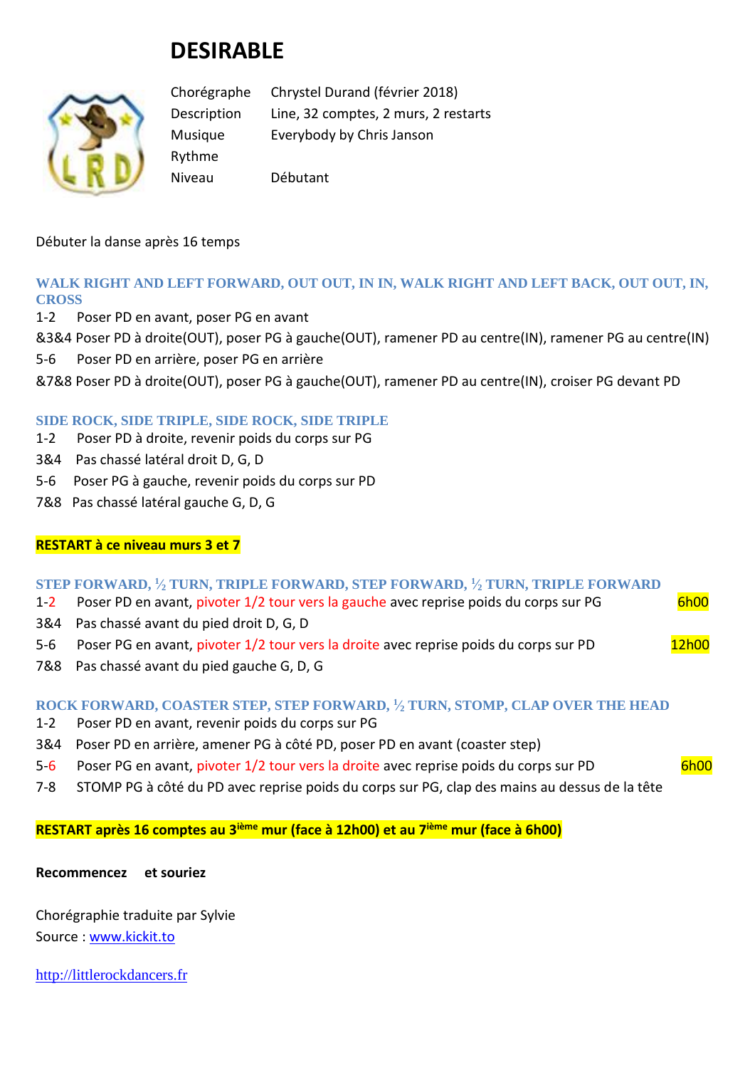# DESIRABLE

| | |
|---|---|
| Chorégraphe | Chrystel Durand (février 2018) |
| Description | Line, 32 comptes, 2 murs, 2 restarts |
| Musique | Everybody by Chris Janson |
| Rythme | |
| Niveau | Débutant |

Débuter la danse après 16 temps

### WALK RIGHT AND LEFT FORWARD, OUT OUT, IN IN, WALK RIGHT AND LEFT BACK, OUT OUT, IN, CROSS

1-2 Poser PD en avant, poser PG en avant
&3&4 Poser PD à droite(OUT), poser PG à gauche(OUT), ramener PD au centre(IN), ramener PG au centre(IN)
5-6 Poser PD en arrière, poser PG en arrière
&7&8 Poser PD à droite(OUT), poser PG à gauche(OUT), ramener PD au centre(IN), croiser PG devant PD

### SIDE ROCK, SIDE TRIPLE, SIDE ROCK, SIDE TRIPLE

1-2 Poser PD à droite, revenir poids du corps sur PG
3&4 Pas chassé latéral droit D, G, D
5-6 Poser PG à gauche, revenir poids du corps sur PD
7&8 Pas chassé latéral gauche G, D, G

**RESTART à ce niveau murs 3 et 7**

### STEP FORWARD, ½ TURN, TRIPLE FORWARD, STEP FORWARD, ½ TURN, TRIPLE FORWARD

1-2 Poser PD en avant, pivoter 1/2 tour vers la gauche avec reprise poids du corps sur PG — 6h00
3&4 Pas chassé avant du pied droit D, G, D
5-6 Poser PG en avant, pivoter 1/2 tour vers la droite avec reprise poids du corps sur PD — 12h00
7&8 Pas chassé avant du pied gauche G, D, G

### ROCK FORWARD, COASTER STEP, STEP FORWARD, ½ TURN, STOMP, CLAP OVER THE HEAD

1-2 Poser PD en avant, revenir poids du corps sur PG
3&4 Poser PD en arrière, amener PG à côté PD, poser PD en avant (coaster step)
5-6 Poser PG en avant, pivoter 1/2 tour vers la droite avec reprise poids du corps sur PD — 6h00
7-8 STOMP PG à côté du PD avec reprise poids du corps sur PG, clap des mains au dessus de la tête

**RESTART après 16 comptes au 3ième mur (face à 12h00) et au 7ième mur (face à 6h00)**

**Recommencez et souriez**

Chorégraphie traduite par Sylvie
Source : www.kickit.to

http://littlerockdancers.fr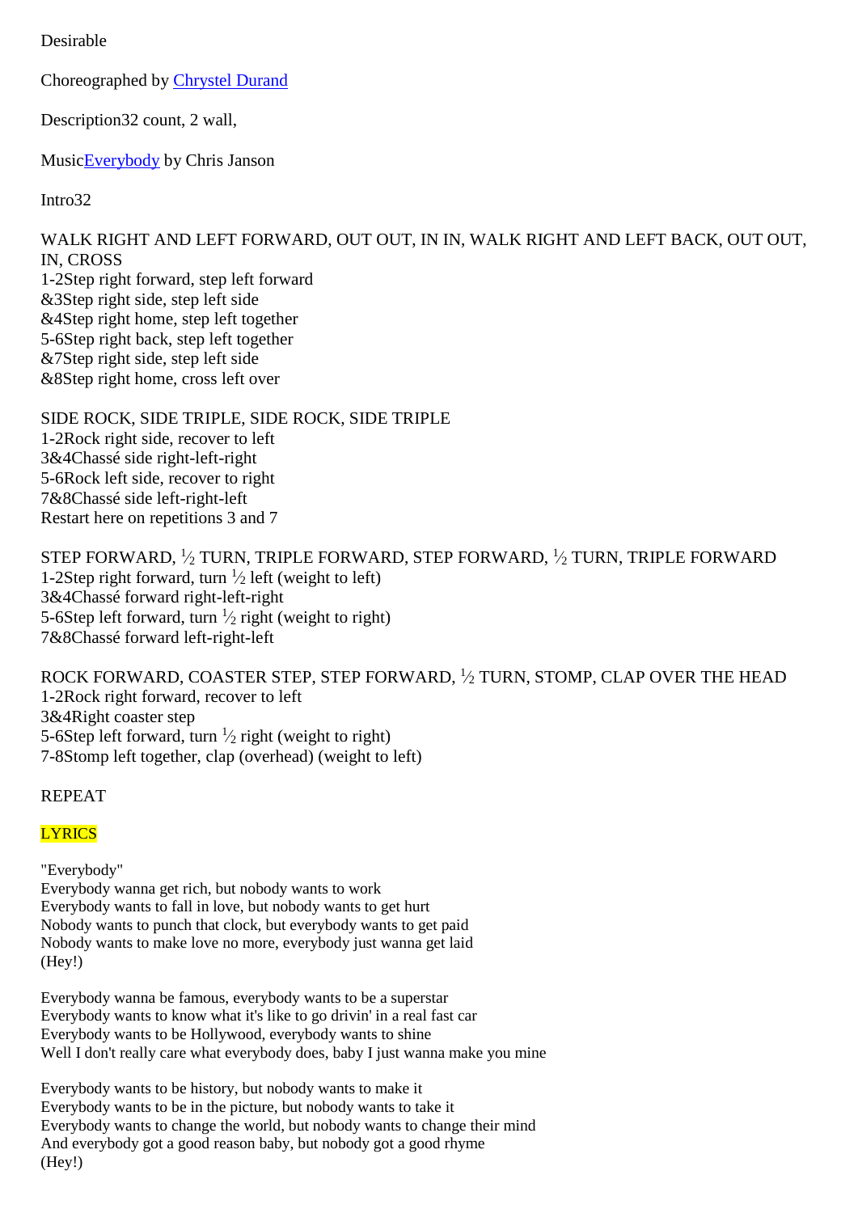Desirable

Choreographed by [Chrystel Durand]

Description32 count, 2 wall,

Music[Everybody] by Chris Janson

Intro32

WALK RIGHT AND LEFT FORWARD, OUT OUT, IN IN, WALK RIGHT AND LEFT BACK, OUT OUT, IN, CROSS
1-2Step right forward, step left forward
&3Step right side, step left side
&4Step right home, step left together
5-6Step right back, step left together
&7Step right side, step left side
&8Step right home, cross left over

SIDE ROCK, SIDE TRIPLE, SIDE ROCK, SIDE TRIPLE
1-2Rock right side, recover to left
3&4Chassé side right-left-right
5-6Rock left side, recover to right
7&8Chassé side left-right-left
Restart here on repetitions 3 and 7

STEP FORWARD, ½ TURN, TRIPLE FORWARD, STEP FORWARD, ½ TURN, TRIPLE FORWARD
1-2Step right forward, turn ½ left (weight to left)
3&4Chassé forward right-left-right
5-6Step left forward, turn ½ right (weight to right)
7&8Chassé forward left-right-left

ROCK FORWARD, COASTER STEP, STEP FORWARD, ½ TURN, STOMP, CLAP OVER THE HEAD
1-2Rock right forward, recover to left
3&4Right coaster step
5-6Step left forward, turn ½ right (weight to right)
7-8Stomp left together, clap (overhead) (weight to left)

REPEAT

LYRICS

"Everybody"
Everybody wanna get rich, but nobody wants to work
Everybody wants to fall in love, but nobody wants to get hurt
Nobody wants to punch that clock, but everybody wants to get paid
Nobody wants to make love no more, everybody just wanna get laid
(Hey!)

Everybody wanna be famous, everybody wants to be a superstar
Everybody wants to know what it's like to go drivin' in a real fast car
Everybody wants to be Hollywood, everybody wants to shine
Well I don't really care what everybody does, baby I just wanna make you mine

Everybody wants to be history, but nobody wants to make it
Everybody wants to be in the picture, but nobody wants to take it
Everybody wants to change the world, but nobody wants to change their mind
And everybody got a good reason baby, but nobody got a good rhyme
(Hey!)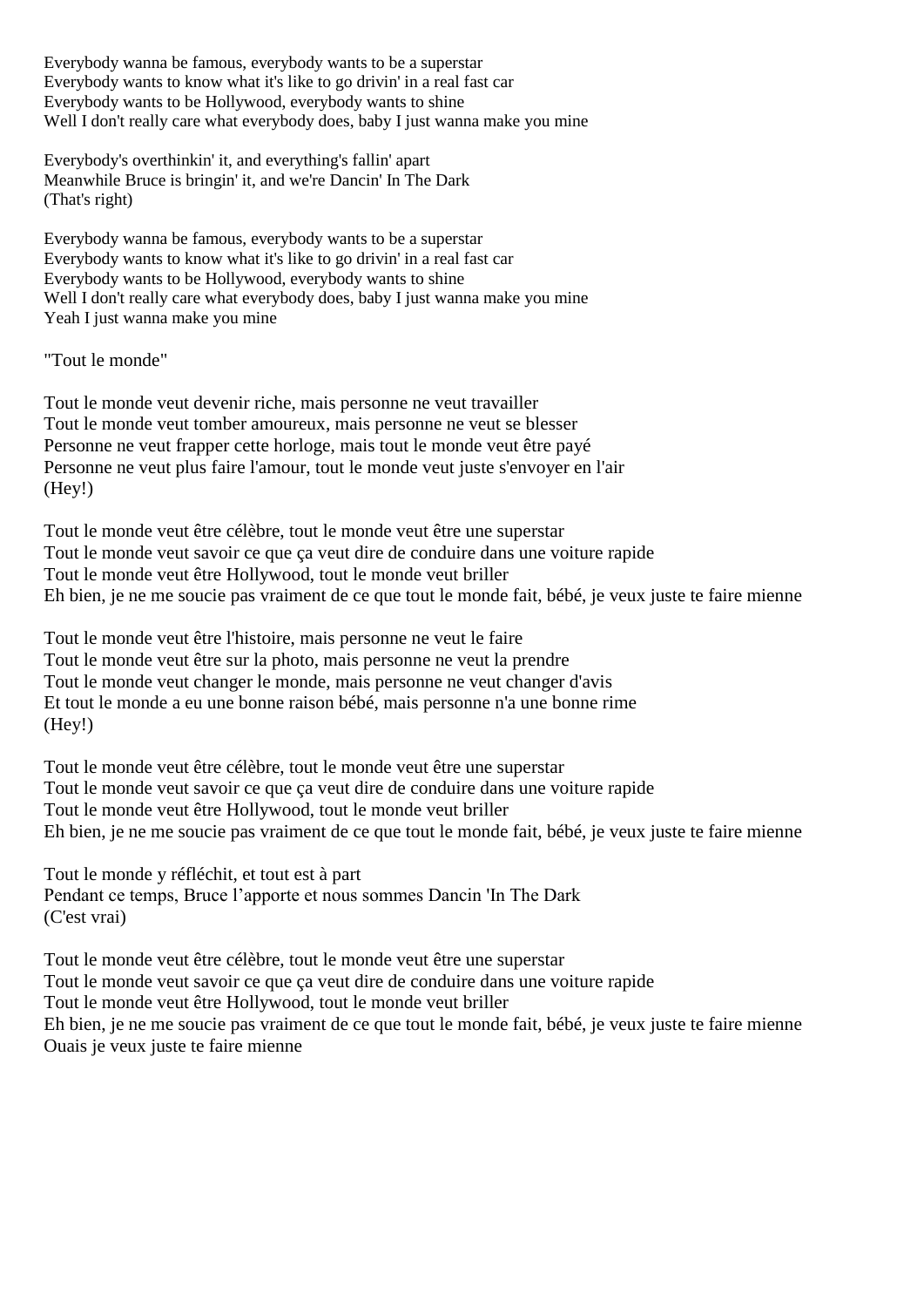Everybody wanna be famous, everybody wants to be a superstar
Everybody wants to know what it's like to go drivin' in a real fast car
Everybody wants to be Hollywood, everybody wants to shine
Well I don't really care what everybody does, baby I just wanna make you mine

Everybody's overthinkin' it, and everything's fallin' apart
Meanwhile Bruce is bringin' it, and we're Dancin' In The Dark
(That's right)

Everybody wanna be famous, everybody wants to be a superstar
Everybody wants to know what it's like to go drivin' in a real fast car
Everybody wants to be Hollywood, everybody wants to shine
Well I don't really care what everybody does, baby I just wanna make you mine
Yeah I just wanna make you mine

"Tout le monde"

Tout le monde veut devenir riche, mais personne ne veut travailler
Tout le monde veut tomber amoureux, mais personne ne veut se blesser
Personne ne veut frapper cette horloge, mais tout le monde veut être payé
Personne ne veut plus faire l'amour, tout le monde veut juste s'envoyer en l'air
(Hey!)

Tout le monde veut être célèbre, tout le monde veut être une superstar
Tout le monde veut savoir ce que ça veut dire de conduire dans une voiture rapide
Tout le monde veut être Hollywood, tout le monde veut briller
Eh bien, je ne me soucie pas vraiment de ce que tout le monde fait, bébé, je veux juste te faire mienne

Tout le monde veut être l'histoire, mais personne ne veut le faire
Tout le monde veut être sur la photo, mais personne ne veut la prendre
Tout le monde veut changer le monde, mais personne ne veut changer d'avis
Et tout le monde a eu une bonne raison bébé, mais personne n'a une bonne rime
(Hey!)

Tout le monde veut être célèbre, tout le monde veut être une superstar
Tout le monde veut savoir ce que ça veut dire de conduire dans une voiture rapide
Tout le monde veut être Hollywood, tout le monde veut briller
Eh bien, je ne me soucie pas vraiment de ce que tout le monde fait, bébé, je veux juste te faire mienne

Tout le monde y réfléchit, et tout est à part
Pendant ce temps, Bruce l'apporte et nous sommes Dancin 'In The Dark
(C'est vrai)

Tout le monde veut être célèbre, tout le monde veut être une superstar
Tout le monde veut savoir ce que ça veut dire de conduire dans une voiture rapide
Tout le monde veut être Hollywood, tout le monde veut briller
Eh bien, je ne me soucie pas vraiment de ce que tout le monde fait, bébé, je veux juste te faire mienne
Ouais je veux juste te faire mienne